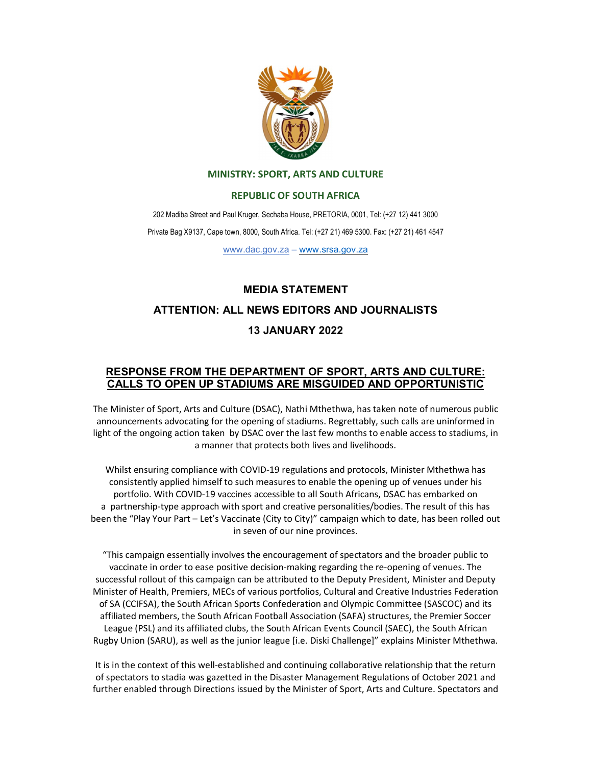**MINISTRY: SPORT, ARTS AND CULTURE**

**REPUBLIC OF SOUTH AFRICA**

202 Madiba Street and Paul Kruger, Sechaba House, PRETORIA, 0001, Tel: (+27 12) 441 3000

Private Bag X9137, Cape town, 8000, South Africa. Tel: (+27 21) 469 5300. Fax: (+27 21) 461 4547

www.dac.gov.za – www.srsa.gov.za

**MEDIA STATEMENT**

**ATTENTION: ALL NEWS EDITORS AND JOURNALISTS**

**13 JANUARY 2022**

## RESPONSE FROM THE DEPARTMENT OF SPORT, ARTS AND CULTURE: CALLS TO OPEN UP STADIUMS ARE MISGUIDED AND OPPORTUNISTIC

The Minister of Sport, Arts and Culture (DSAC), Nathi Mthethwa, has taken note of numerous public announcements advocating for the opening of stadiums. Regrettably, such calls are uninformed in light of the ongoing action taken by DSAC over the last few months to enable access to stadiums, in a manner that protects both lives and livelihoods.

Whilst ensuring compliance with COVID-19 regulations and protocols, Minister Mthethwa has consistently applied himself to such measures to enable the opening up of venues under his portfolio. With COVID-19 vaccines accessible to all South Africans, DSAC has embarked on a partnership-type approach with sport and creative personalities/bodies. The result of this has been the "Play Your Part – Let's Vaccinate (City to City)" campaign which to date, has been rolled out in seven of our nine provinces.

"This campaign essentially involves the encouragement of spectators and the broader public to vaccinate in order to ease positive decision-making regarding the re-opening of venues. The successful rollout of this campaign can be attributed to the Deputy President, Minister and Deputy Minister of Health, Premiers, MECs of various portfolios, Cultural and Creative Industries Federation of SA (CCIFSA), the South African Sports Confederation and Olympic Committee (SASCOC) and its affiliated members, the South African Football Association (SAFA) structures, the Premier Soccer League (PSL) and its affiliated clubs, the South African Events Council (SAEC), the South African Rugby Union (SARU), as well as the junior league [i.e. Diski Challenge]" explains Minister Mthethwa.

It is in the context of this well-established and continuing collaborative relationship that the return of spectators to stadia was gazetted in the Disaster Management Regulations of October 2021 and further enabled through Directions issued by the Minister of Sport, Arts and Culture. Spectators and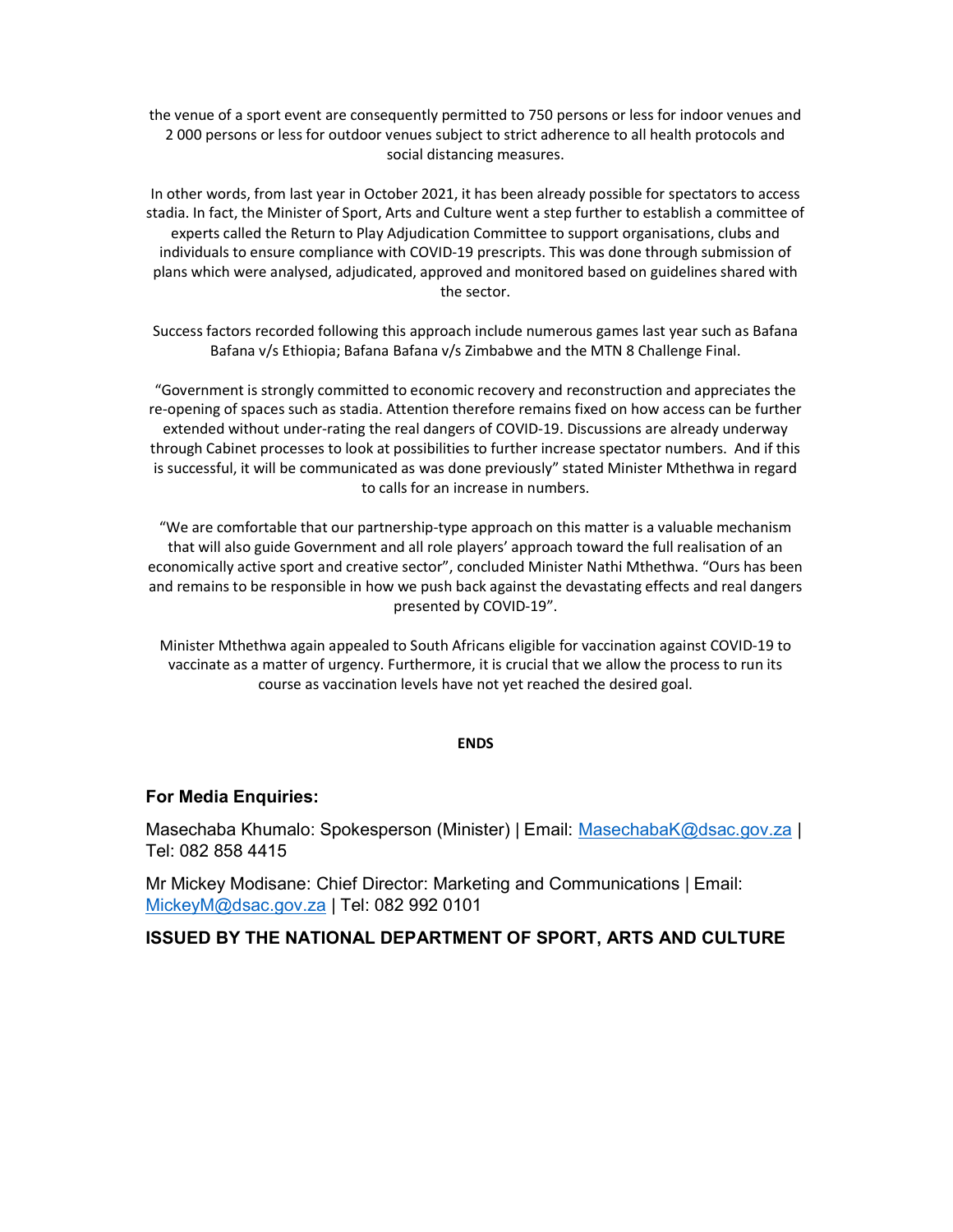the venue of a sport event are consequently permitted to 750 persons or less for indoor venues and 2 000 persons or less for outdoor venues subject to strict adherence to all health protocols and social distancing measures.

In other words, from last year in October 2021, it has been already possible for spectators to access stadia. In fact, the Minister of Sport, Arts and Culture went a step further to establish a committee of experts called the Return to Play Adjudication Committee to support organisations, clubs and individuals to ensure compliance with COVID-19 prescripts. This was done through submission of plans which were analysed, adjudicated, approved and monitored based on guidelines shared with the sector.

Success factors recorded following this approach include numerous games last year such as Bafana Bafana v/s Ethiopia; Bafana Bafana v/s Zimbabwe and the MTN 8 Challenge Final.

"Government is strongly committed to economic recovery and reconstruction and appreciates the re-opening of spaces such as stadia. Attention therefore remains fixed on how access can be further extended without under-rating the real dangers of COVID-19. Discussions are already underway through Cabinet processes to look at possibilities to further increase spectator numbers. And if this is successful, it will be communicated as was done previously" stated Minister Mthethwa in regard to calls for an increase in numbers.

"We are comfortable that our partnership-type approach on this matter is a valuable mechanism that will also guide Government and all role players' approach toward the full realisation of an economically active sport and creative sector", concluded Minister Nathi Mthethwa. "Ours has been and remains to be responsible in how we push back against the devastating effects and real dangers presented by COVID-19".

Minister Mthethwa again appealed to South Africans eligible for vaccination against COVID-19 to vaccinate as a matter of urgency. Furthermore, it is crucial that we allow the process to run its course as vaccination levels have not yet reached the desired goal.

**ENDS**

**For Media Enquiries:**

Masechaba Khumalo: Spokesperson (Minister) | Email: MasechabaK@dsac.gov.za | Tel: 082 858 4415

Mr Mickey Modisane: Chief Director: Marketing and Communications | Email: MickeyM@dsac.gov.za | Tel: 082 992 0101

**ISSUED BY THE NATIONAL DEPARTMENT OF SPORT, ARTS AND CULTURE**